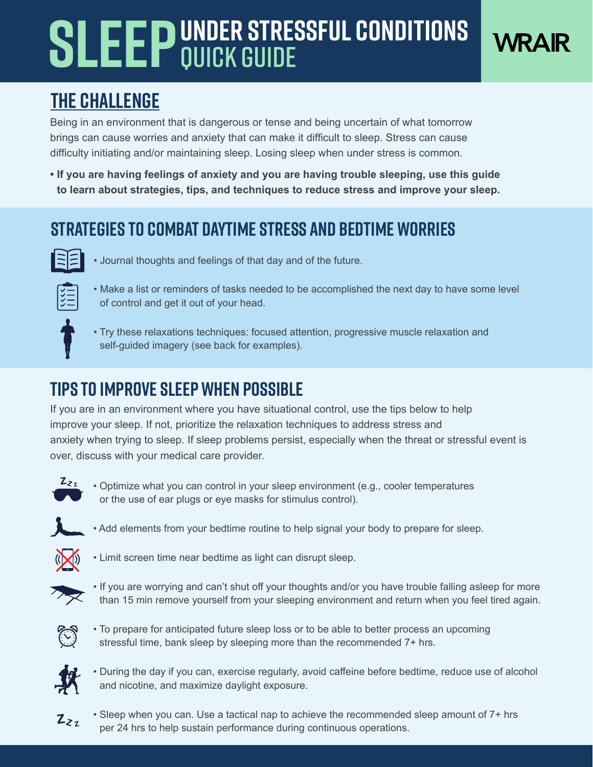# SLEEP UNDER STRESSFUL CONDITIONS QUICK GUIDE

WRAIR

## THE CHALLENGE

Being in an environment that is dangerous or tense and being uncertain of what tomorrow brings can cause worries and anxiety that can make it difficult to sleep. Stress can cause difficulty initiating and/or maintaining sleep. Losing sleep when under stress is common.

- **If you are having feelings of anxiety and you are having trouble sleeping, use this guide to learn about strategies, tips, and techniques to reduce stress and improve your sleep.**

## STRATEGIES TO COMBAT DAYTIME STRESS AND BEDTIME WORRIES

- Journal thoughts and feelings of that day and of the future.
- Make a list or reminders of tasks needed to be accomplished the next day to have some level of control and get it out of your head.
- Try these relaxations techniques: focused attention, progressive muscle relaxation and self-guided imagery (see back for examples).

## TIPS TO IMPROVE SLEEP WHEN POSSIBLE

If you are in an environment where you have situational control, use the tips below to help improve your sleep. If not, prioritize the relaxation techniques to address stress and anxiety when trying to sleep. If sleep problems persist, especially when the threat or stressful event is over, discuss with your medical care provider.

- Optimize what you can control in your sleep environment (e.g., cooler temperatures or the use of ear plugs or eye masks for stimulus control).
- Add elements from your bedtime routine to help signal your body to prepare for sleep.
- Limit screen time near bedtime as light can disrupt sleep.
- If you are worrying and can't shut off your thoughts and/or you have trouble falling asleep for more than 15 min remove yourself from your sleeping environment and return when you feel tired again.
- To prepare for anticipated future sleep loss or to be able to better process an upcoming stressful time, bank sleep by sleeping more than the recommended 7+ hrs.
- During the day if you can, exercise regularly, avoid caffeine before bedtime, reduce use of alcohol and nicotine, and maximize daylight exposure.
- Sleep when you can. Use a tactical nap to achieve the recommended sleep amount of 7+ hrs per 24 hrs to help sustain performance during continuous operations.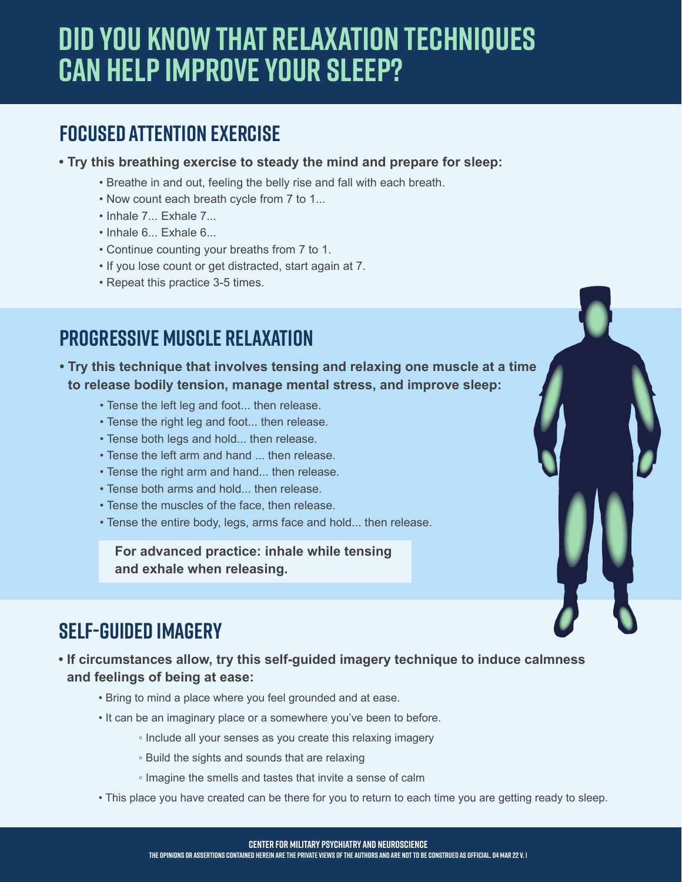# DID YOU KNOW THAT RELAXATION TECHNIQUES CAN HELP IMPROVE YOUR SLEEP?

## FOCUSED ATTENTION EXERCISE

- **Try this breathing exercise to steady the mind and prepare for sleep:**
  - Breathe in and out, feeling the belly rise and fall with each breath.
  - Now count each breath cycle from 7 to 1...
  - Inhale 7... Exhale 7...
  - Inhale 6... Exhale 6...
  - Continue counting your breaths from 7 to 1.
  - If you lose count or get distracted, start again at 7.
  - Repeat this practice 3-5 times.

## PROGRESSIVE MUSCLE RELAXATION

- **Try this technique that involves tensing and relaxing one muscle at a time to release bodily tension, manage mental stress, and improve sleep:**
  - Tense the left leg and foot... then release.
  - Tense the right leg and foot... then release.
  - Tense both legs and hold... then release.
  - Tense the left arm and hand ... then release.
  - Tense the right arm and hand... then release.
  - Tense both arms and hold... then release.
  - Tense the muscles of the face, then release.
  - Tense the entire body, legs, arms face and hold... then release.

**For advanced practice: inhale while tensing and exhale when releasing.**

## SELF-GUIDED IMAGERY

- **If circumstances allow, try this self-guided imagery technique to induce calmness and feelings of being at ease:**
  - Bring to mind a place where you feel grounded and at ease.
  - It can be an imaginary place or a somewhere you've been to before.
    - Include all your senses as you create this relaxing imagery
    - Build the sights and sounds that are relaxing
    - Imagine the smells and tastes that invite a sense of calm
  - This place you have created can be there for you to return to each time you are getting ready to sleep.

**CENTER FOR MILITARY PSYCHIATRY AND NEUROSCIENCE**

THE OPINIONS OR ASSERTIONS CONTAINED HEREIN ARE THE PRIVATE VIEWS OF THE AUTHORS AND ARE NOT TO BE CONSTRUED AS OFFICIAL. 04 MAR 22 V. I